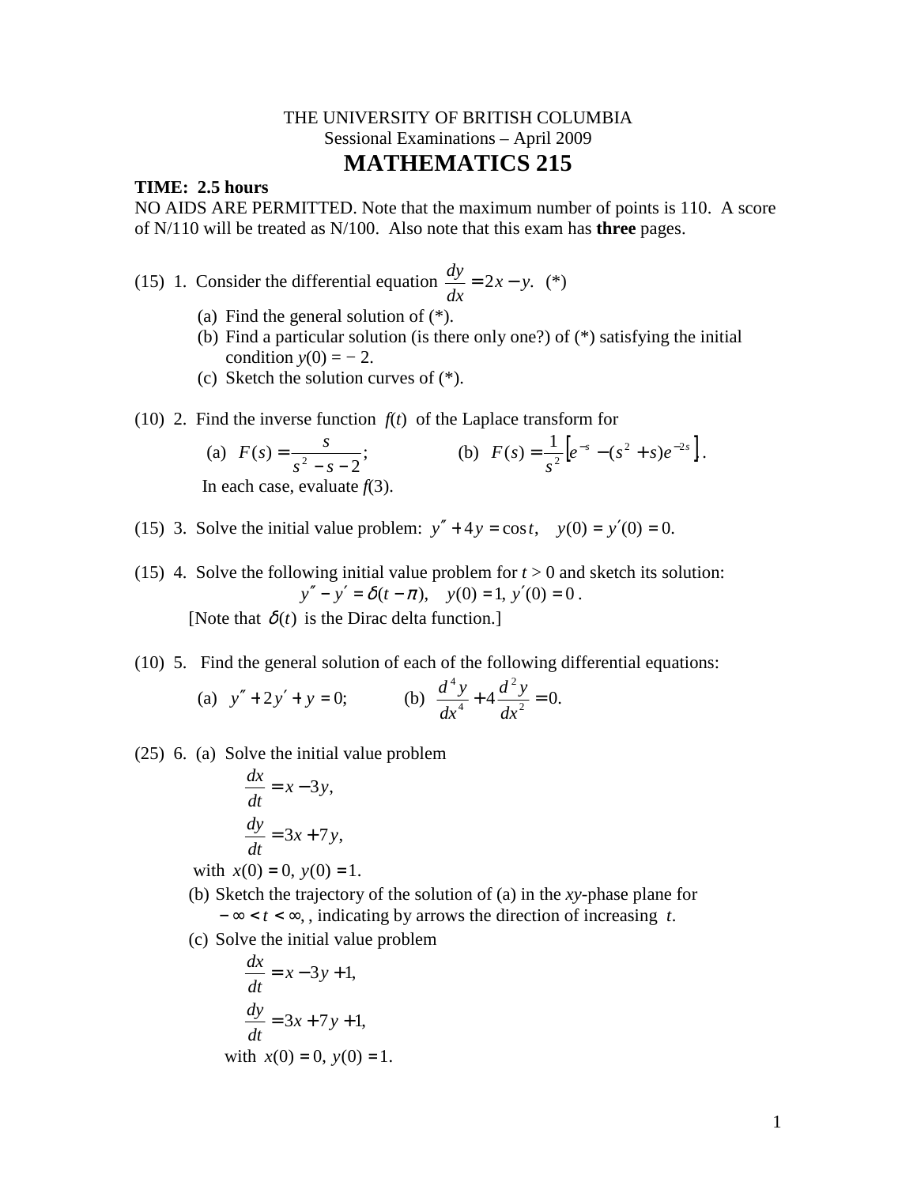THE UNIVERSITY OF BRITISH COLUMBIA

Sessional Examinations – April 2009

# MATHEMATICS 215

**TIME: 2.5 hours**

NO AIDS ARE PERMITTED. Note that the maximum number of points is 110. A score of N/110 will be treated as N/100. Also note that this exam has **three** pages.

(15) 1. Consider the differential equation $\dfrac{dy}{dx} = 2x - y.$ (*)

(a) Find the general solution of (*).

(b) Find a particular solution (is there only one?) of (*) satisfying the initial condition $y(0) = -2$.

(c) Sketch the solution curves of (*).

(10) 2. Find the inverse function $f(t)$ of the Laplace transform for

(a) $F(s) = \dfrac{s}{s^2 - s - 2}$;  (b) $F(s) = \dfrac{1}{s^2}\left[e^{-s} - (s^2 + s)e^{-2s}\right]$.

In each case, evaluate $f(3)$.

(15) 3. Solve the initial value problem: $y'' + 4y = \cos t, \quad y(0) = y'(0) = 0.$

(15) 4. Solve the following initial value problem for $t > 0$ and sketch its solution:

$$y'' - y' = \delta(t - \pi), \quad y(0) = 1,\ y'(0) = 0 .$$

[Note that $\delta(t)$ is the Dirac delta function.]

(10) 5. Find the general solution of each of the following differential equations:

(a) $y'' + 2y' + y = 0$;  (b) $\dfrac{d^4 y}{dx^4} + 4\dfrac{d^2 y}{dx^2} = 0.$

(25) 6. (a) Solve the initial value problem

$$\frac{dx}{dt} = x - 3y,$$

$$\frac{dy}{dt} = 3x + 7y,$$

with $x(0) = 0,\ y(0) = 1.$

(b) Sketch the trajectory of the solution of (a) in the $xy$-phase plane for $-\infty < t < \infty$, , indicating by arrows the direction of increasing $t$.

(c) Solve the initial value problem

$$\frac{dx}{dt} = x - 3y + 1,$$

$$\frac{dy}{dt} = 3x + 7y + 1,$$

with $x(0) = 0,\ y(0) = 1.$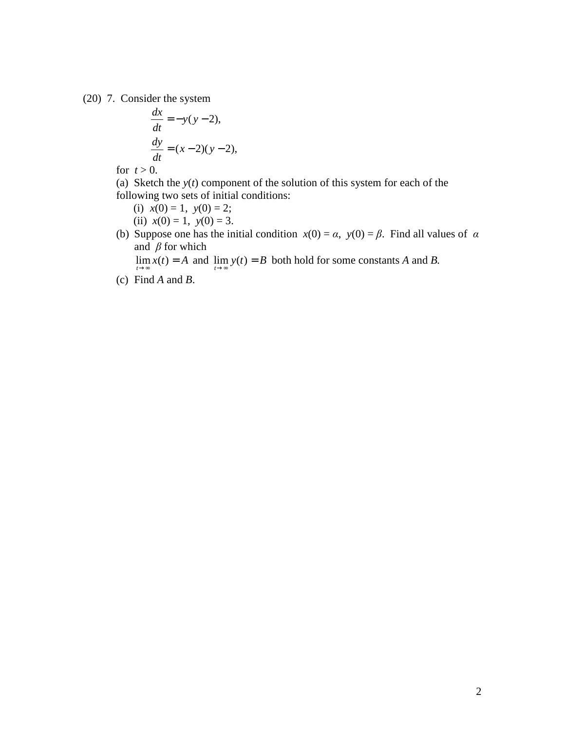(20) 7. Consider the system

$$\frac{dx}{dt} = -y(y-2),$$

$$\frac{dy}{dt} = (x-2)(y-2),$$

for $t > 0$.

(a) Sketch the $y(t)$ component of the solution of this system for each of the following two sets of initial conditions:

(i) $x(0) = 1$, $y(0) = 2$;

(ii) $x(0) = 1$, $y(0) = 3$.

(b) Suppose one has the initial condition $x(0) = \alpha$, $y(0) = \beta$. Find all values of $\alpha$ and $\beta$ for which

$\lim_{t \to \infty} x(t) = A$ and $\lim_{t \to \infty} y(t) = B$ both hold for some constants $A$ and $B$.

(c) Find $A$ and $B$.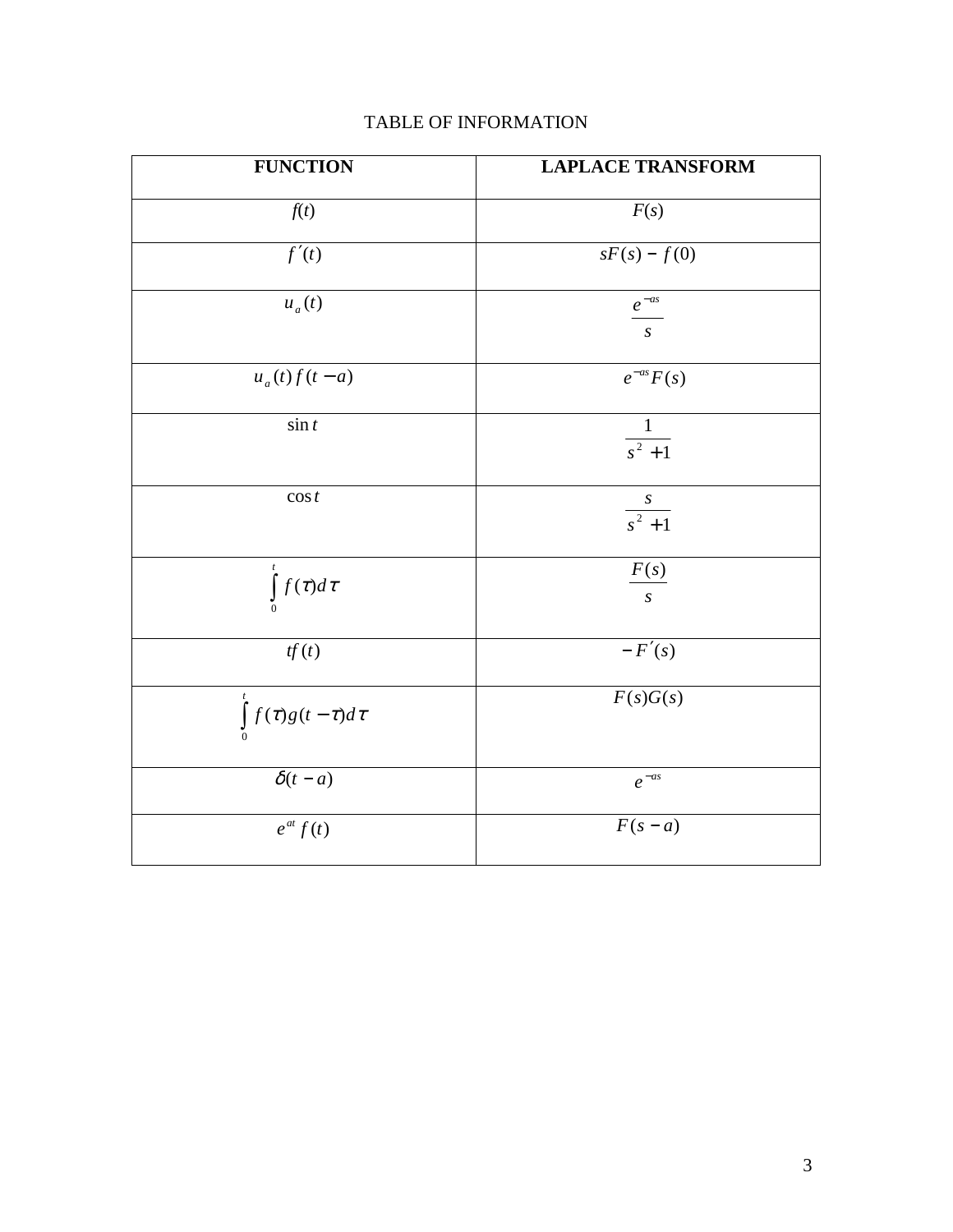TABLE OF INFORMATION

| FUNCTION | LAPLACE TRANSFORM |
|---|---|
| $f(t)$ | $F(s)$ |
| $f'(t)$ | $sF(s) - f(0)$ |
| $u_a(t)$ | $\frac{e^{-as}}{s}$ |
| $u_a(t)f(t-a)$ | $e^{-as}F(s)$ |
| $\sin t$ | $\frac{1}{s^2+1}$ |
| $\cos t$ | $\frac{s}{s^2+1}$ |
| $\int_0^t f(\tau)d\tau$ | $\frac{F(s)}{s}$ |
| $tf(t)$ | $-F'(s)$ |
| $\int_0^t f(\tau)g(t-\tau)d\tau$ | $F(s)G(s)$ |
| $\delta(t-a)$ | $e^{-as}$ |
| $e^{at}f(t)$ | $F(s-a)$ |